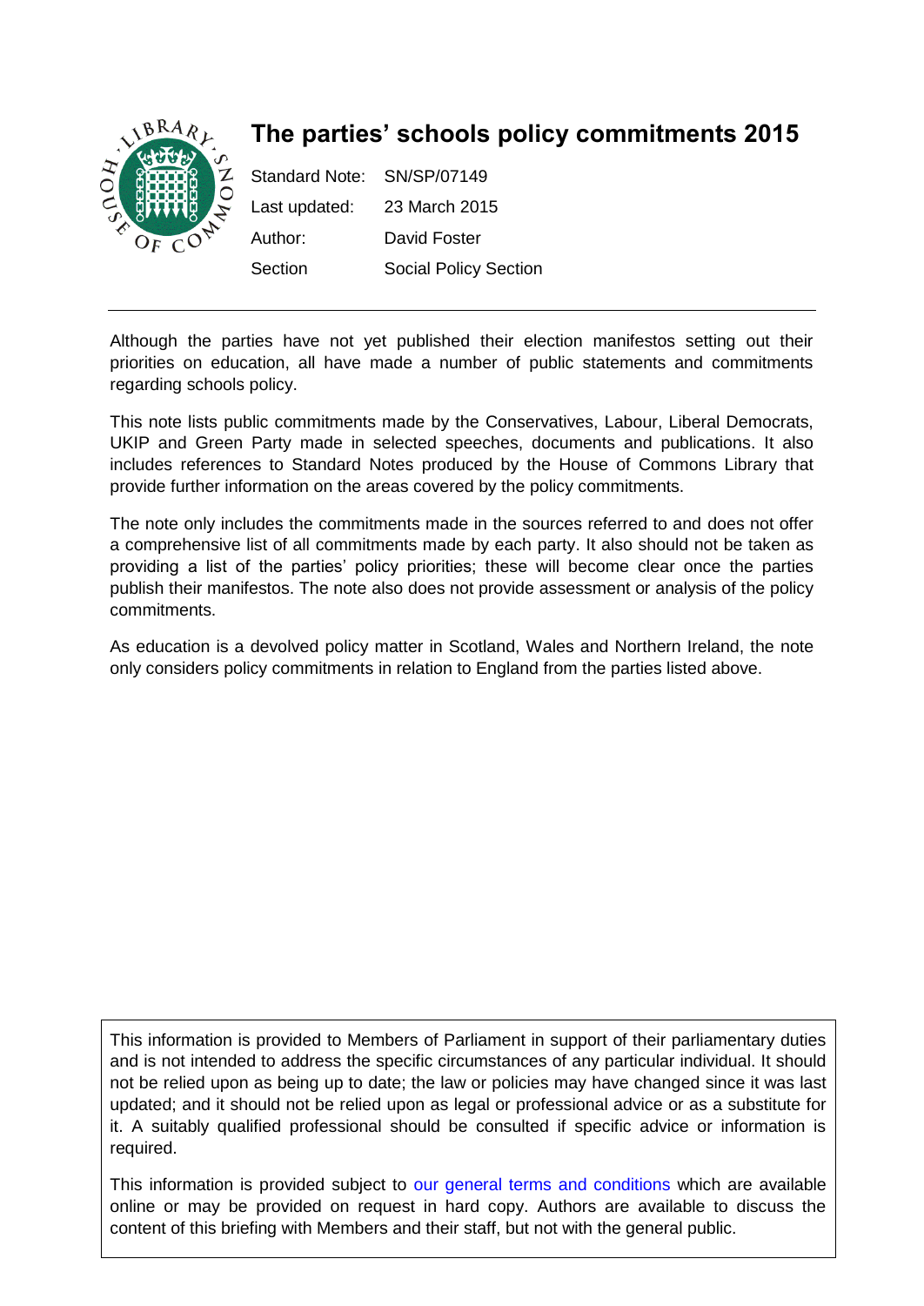# The parties' schools policy commitments 2015

| | |
|---|---|
| Standard Note: | SN/SP/07149 |
| Last updated: | 23 March 2015 |
| Author: | David Foster |
| Section | Social Policy Section |

Although the parties have not yet published their election manifestos setting out their priorities on education, all have made a number of public statements and commitments regarding schools policy.

This note lists public commitments made by the Conservatives, Labour, Liberal Democrats, UKIP and Green Party made in selected speeches, documents and publications. It also includes references to Standard Notes produced by the House of Commons Library that provide further information on the areas covered by the policy commitments.

The note only includes the commitments made in the sources referred to and does not offer a comprehensive list of all commitments made by each party. It also should not be taken as providing a list of the parties' policy priorities; these will become clear once the parties publish their manifestos. The note also does not provide assessment or analysis of the policy commitments.

As education is a devolved policy matter in Scotland, Wales and Northern Ireland, the note only considers policy commitments in relation to England from the parties listed above.

This information is provided to Members of Parliament in support of their parliamentary duties and is not intended to address the specific circumstances of any particular individual. It should not be relied upon as being up to date; the law or policies may have changed since it was last updated; and it should not be relied upon as legal or professional advice or as a substitute for it. A suitably qualified professional should be consulted if specific advice or information is required.

This information is provided subject to our general terms and conditions which are available online or may be provided on request in hard copy. Authors are available to discuss the content of this briefing with Members and their staff, but not with the general public.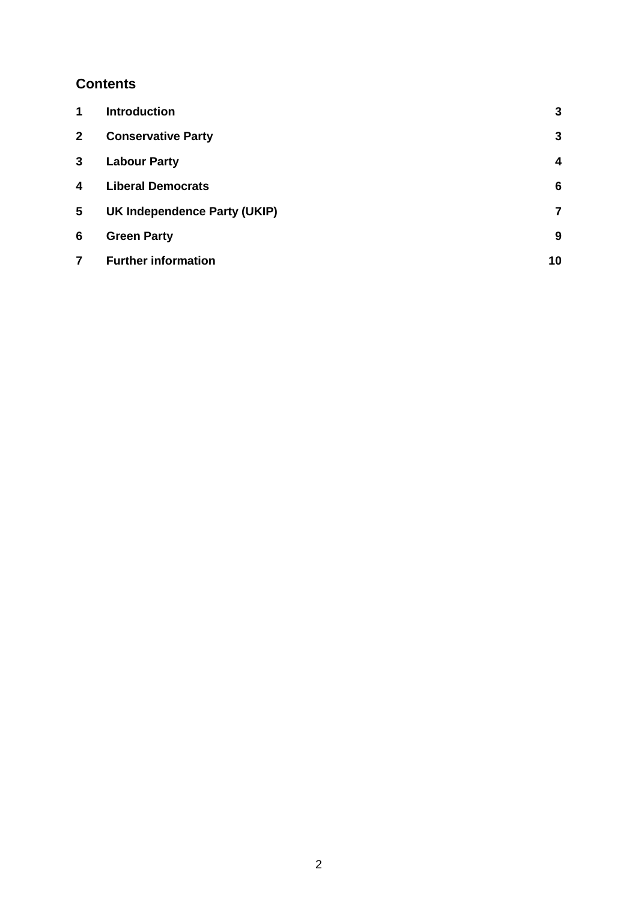## Contents

| | | |
|---|---|---|
| **1** | **Introduction** | **3** |
| **2** | **Conservative Party** | **3** |
| **3** | **Labour Party** | **4** |
| **4** | **Liberal Democrats** | **6** |
| **5** | **UK Independence Party (UKIP)** | **7** |
| **6** | **Green Party** | **9** |
| **7** | **Further information** | **10** |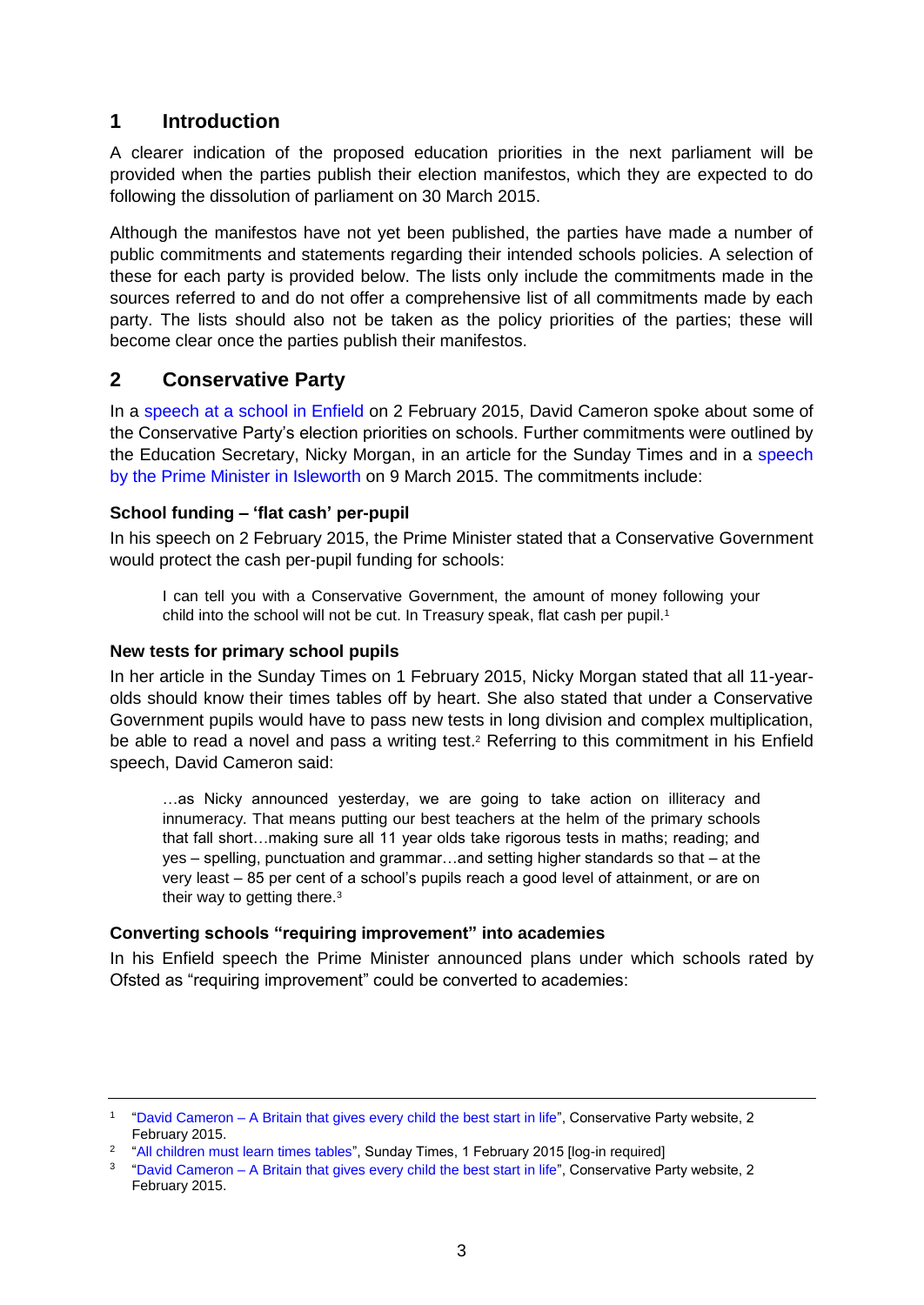## 1 Introduction

A clearer indication of the proposed education priorities in the next parliament will be provided when the parties publish their election manifestos, which they are expected to do following the dissolution of parliament on 30 March 2015.

Although the manifestos have not yet been published, the parties have made a number of public commitments and statements regarding their intended schools policies. A selection of these for each party is provided below. The lists only include the commitments made in the sources referred to and do not offer a comprehensive list of all commitments made by each party. The lists should also not be taken as the policy priorities of the parties; these will become clear once the parties publish their manifestos.

## 2 Conservative Party

In a speech at a school in Enfield on 2 February 2015, David Cameron spoke about some of the Conservative Party's election priorities on schools. Further commitments were outlined by the Education Secretary, Nicky Morgan, in an article for the Sunday Times and in a speech by the Prime Minister in Isleworth on 9 March 2015. The commitments include:

### School funding – 'flat cash' per-pupil

In his speech on 2 February 2015, the Prime Minister stated that a Conservative Government would protect the cash per-pupil funding for schools:

> I can tell you with a Conservative Government, the amount of money following your child into the school will not be cut. In Treasury speak, flat cash per pupil.[1]

### New tests for primary school pupils

In her article in the Sunday Times on 1 February 2015, Nicky Morgan stated that all 11-year-olds should know their times tables off by heart. She also stated that under a Conservative Government pupils would have to pass new tests in long division and complex multiplication, be able to read a novel and pass a writing test.[2] Referring to this commitment in his Enfield speech, David Cameron said:

> …as Nicky announced yesterday, we are going to take action on illiteracy and innumeracy. That means putting our best teachers at the helm of the primary schools that fall short…making sure all 11 year olds take rigorous tests in maths; reading; and yes – spelling, punctuation and grammar…and setting higher standards so that – at the very least – 85 per cent of a school's pupils reach a good level of attainment, or are on their way to getting there.[3]

### Converting schools "requiring improvement" into academies

In his Enfield speech the Prime Minister announced plans under which schools rated by Ofsted as "requiring improvement" could be converted to academies:

---

[1] "David Cameron – A Britain that gives every child the best start in life", Conservative Party website, 2 February 2015.

[2] "All children must learn times tables", Sunday Times, 1 February 2015 [log-in required]

[3] "David Cameron – A Britain that gives every child the best start in life", Conservative Party website, 2 February 2015.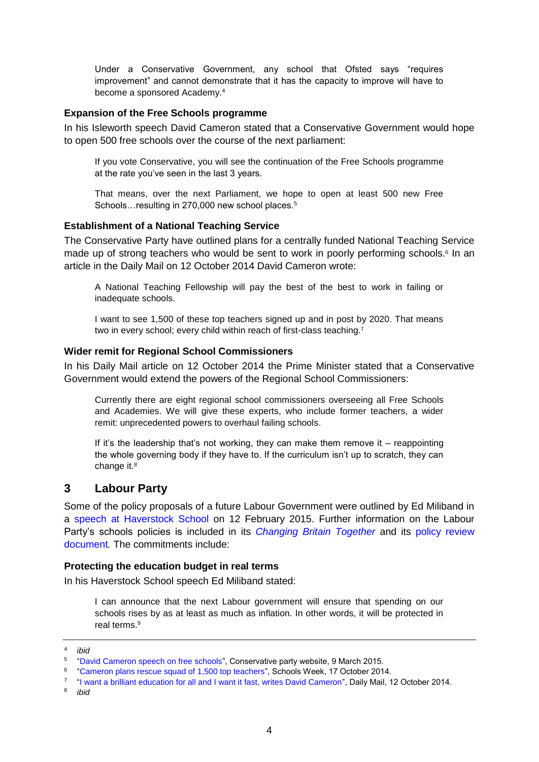> Under a Conservative Government, any school that Ofsted says "requires improvement" and cannot demonstrate that it has the capacity to improve will have to become a sponsored Academy.[4]

### Expansion of the Free Schools programme

In his Isleworth speech David Cameron stated that a Conservative Government would hope to open 500 free schools over the course of the next parliament:

> If you vote Conservative, you will see the continuation of the Free Schools programme at the rate you've seen in the last 3 years.
>
> That means, over the next Parliament, we hope to open at least 500 new Free Schools…resulting in 270,000 new school places.[5]

### Establishment of a National Teaching Service

The Conservative Party have outlined plans for a centrally funded National Teaching Service made up of strong teachers who would be sent to work in poorly performing schools.[6] In an article in the Daily Mail on 12 October 2014 David Cameron wrote:

> A National Teaching Fellowship will pay the best of the best to work in failing or inadequate schools.
>
> I want to see 1,500 of these top teachers signed up and in post by 2020. That means two in every school; every child within reach of first-class teaching.[7]

### Wider remit for Regional School Commissioners

In his Daily Mail article on 12 October 2014 the Prime Minister stated that a Conservative Government would extend the powers of the Regional School Commissioners:

> Currently there are eight regional school commissioners overseeing all Free Schools and Academies. We will give these experts, who include former teachers, a wider remit: unprecedented powers to overhaul failing schools.
>
> If it's the leadership that's not working, they can make them remove it – reappointing the whole governing body if they have to. If the curriculum isn't up to scratch, they can change it.[8]

## 3 Labour Party

Some of the policy proposals of a future Labour Government were outlined by Ed Miliband in a speech at Haverstock School on 12 February 2015. Further information on the Labour Party's schools policies is included in its *Changing Britain Together* and its policy review document*.* The commitments include:

### Protecting the education budget in real terms

In his Haverstock School speech Ed Miliband stated:

> I can announce that the next Labour government will ensure that spending on our schools rises by as at least as much as inflation. In other words, it will be protected in real terms.[9]

---

[4] *ibid*

[5] "David Cameron speech on free schools", Conservative party website, 9 March 2015.

[6] "Cameron plans rescue squad of 1,500 top teachers", Schools Week, 17 October 2014.

[7] "I want a brilliant education for all and I want it fast, writes David Cameron", Daily Mail, 12 October 2014.

[8] *ibid*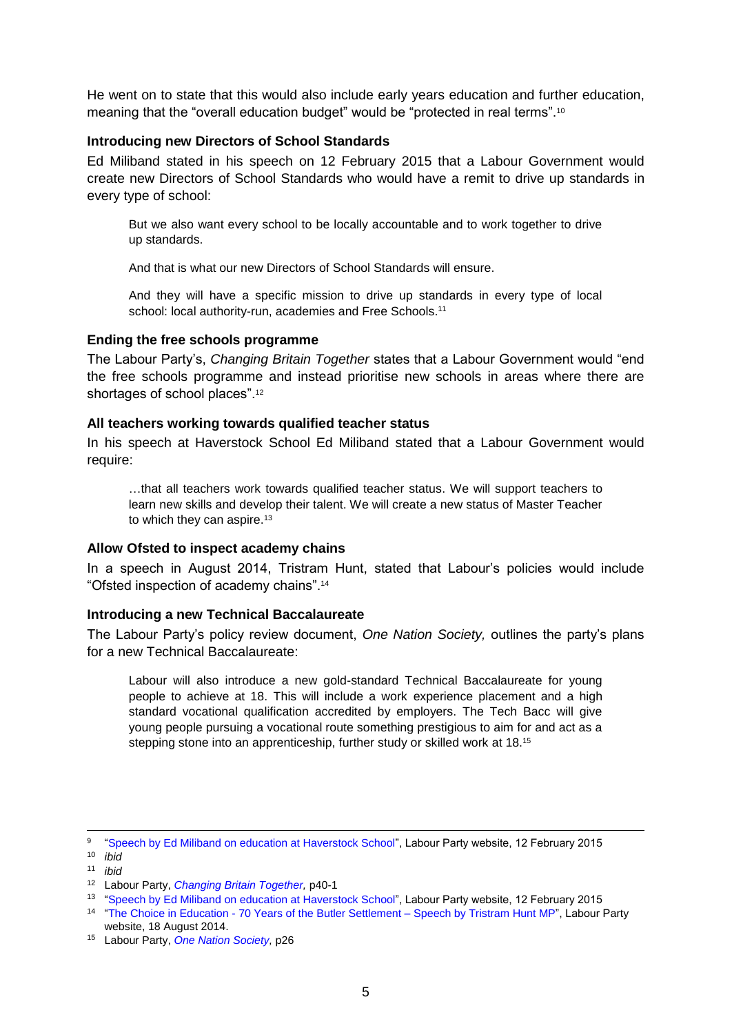He went on to state that this would also include early years education and further education, meaning that the "overall education budget" would be "protected in real terms".[10]

### Introducing new Directors of School Standards

Ed Miliband stated in his speech on 12 February 2015 that a Labour Government would create new Directors of School Standards who would have a remit to drive up standards in every type of school:

> But we also want every school to be locally accountable and to work together to drive up standards.
>
> And that is what our new Directors of School Standards will ensure.
>
> And they will have a specific mission to drive up standards in every type of local school: local authority-run, academies and Free Schools.[11]

### Ending the free schools programme

The Labour Party's, *Changing Britain Together* states that a Labour Government would "end the free schools programme and instead prioritise new schools in areas where there are shortages of school places".[12]

### All teachers working towards qualified teacher status

In his speech at Haverstock School Ed Miliband stated that a Labour Government would require:

> …that all teachers work towards qualified teacher status. We will support teachers to learn new skills and develop their talent. We will create a new status of Master Teacher to which they can aspire.[13]

### Allow Ofsted to inspect academy chains

In a speech in August 2014, Tristram Hunt, stated that Labour's policies would include "Ofsted inspection of academy chains".[14]

### Introducing a new Technical Baccalaureate

The Labour Party's policy review document, *One Nation Society,* outlines the party's plans for a new Technical Baccalaureate:

> Labour will also introduce a new gold-standard Technical Baccalaureate for young people to achieve at 18. This will include a work experience placement and a high standard vocational qualification accredited by employers. The Tech Bacc will give young people pursuing a vocational route something prestigious to aim for and act as a stepping stone into an apprenticeship, further study or skilled work at 18.[15]

---

[9] "Speech by Ed Miliband on education at Haverstock School", Labour Party website, 12 February 2015

[10] *ibid*

[11] *ibid*

[12] Labour Party, *Changing Britain Together,* p40-1

[13] "Speech by Ed Miliband on education at Haverstock School", Labour Party website, 12 February 2015

[14] "The Choice in Education - 70 Years of the Butler Settlement – Speech by Tristram Hunt MP", Labour Party website, 18 August 2014.

[15] Labour Party, *One Nation Society,* p26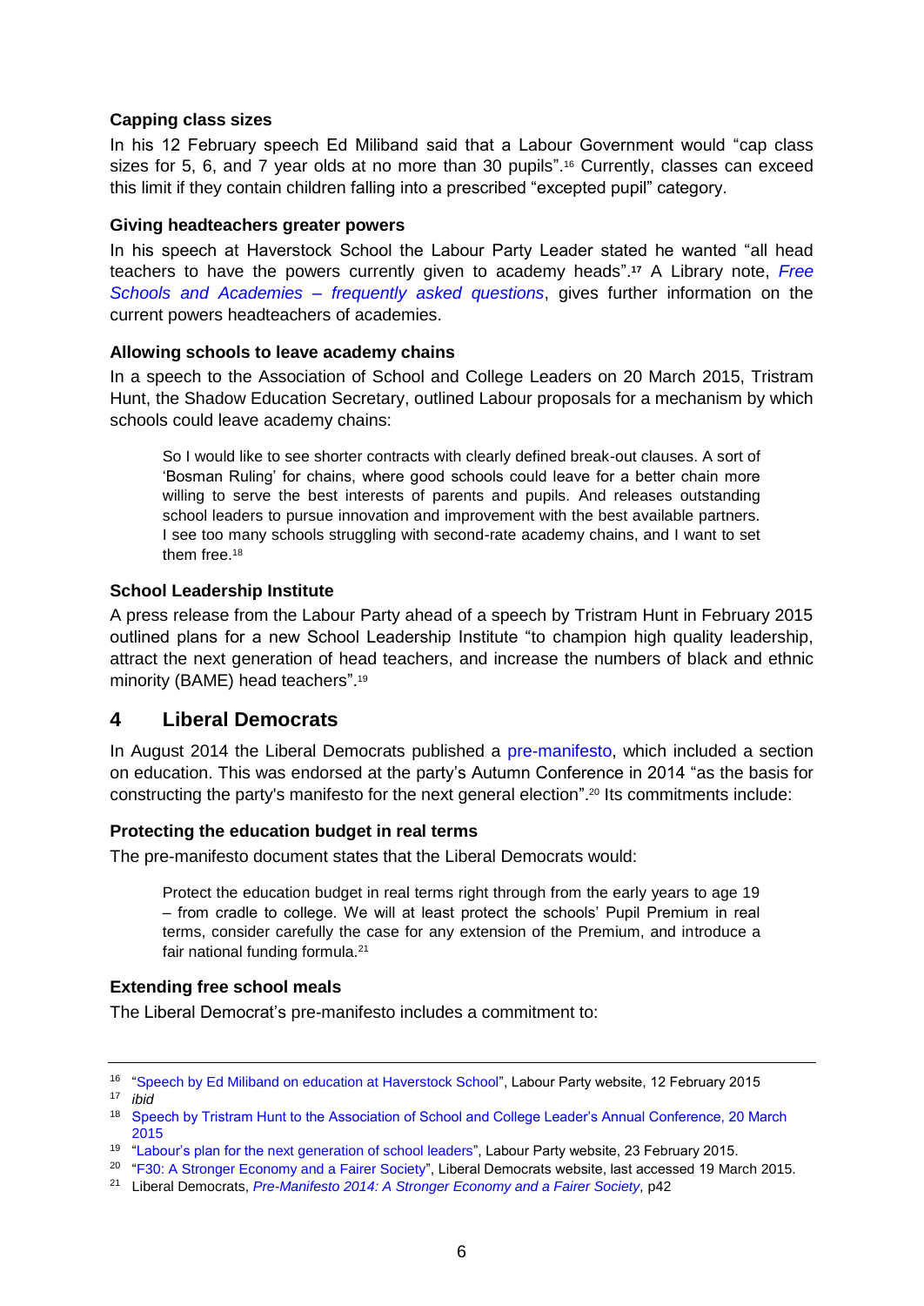### Capping class sizes

In his 12 February speech Ed Miliband said that a Labour Government would "cap class sizes for 5, 6, and 7 year olds at no more than 30 pupils".[16] Currently, classes can exceed this limit if they contain children falling into a prescribed "excepted pupil" category.

### Giving headteachers greater powers

In his speech at Haverstock School the Labour Party Leader stated he wanted "all head teachers to have the powers currently given to academy heads".[17] A Library note, *Free Schools and Academies – frequently asked questions*, gives further information on the current powers headteachers of academies.

### Allowing schools to leave academy chains

In a speech to the Association of School and College Leaders on 20 March 2015, Tristram Hunt, the Shadow Education Secretary, outlined Labour proposals for a mechanism by which schools could leave academy chains:

> So I would like to see shorter contracts with clearly defined break-out clauses. A sort of 'Bosman Ruling' for chains, where good schools could leave for a better chain more willing to serve the best interests of parents and pupils. And releases outstanding school leaders to pursue innovation and improvement with the best available partners. I see too many schools struggling with second-rate academy chains, and I want to set them free.[18]

### School Leadership Institute

A press release from the Labour Party ahead of a speech by Tristram Hunt in February 2015 outlined plans for a new School Leadership Institute "to champion high quality leadership, attract the next generation of head teachers, and increase the numbers of black and ethnic minority (BAME) head teachers".[19]

## 4 Liberal Democrats

In August 2014 the Liberal Democrats published a pre-manifesto, which included a section on education. This was endorsed at the party's Autumn Conference in 2014 "as the basis for constructing the party's manifesto for the next general election".[20] Its commitments include:

### Protecting the education budget in real terms

The pre-manifesto document states that the Liberal Democrats would:

> Protect the education budget in real terms right through from the early years to age 19 – from cradle to college. We will at least protect the schools' Pupil Premium in real terms, consider carefully the case for any extension of the Premium, and introduce a fair national funding formula.[21]

### Extending free school meals

The Liberal Democrat's pre-manifesto includes a commitment to:

---

[16] "Speech by Ed Miliband on education at Haverstock School", Labour Party website, 12 February 2015

[17] *ibid*

[18] Speech by Tristram Hunt to the Association of School and College Leader's Annual Conference, 20 March 2015

[19] "Labour's plan for the next generation of school leaders", Labour Party website, 23 February 2015.

[20] "F30: A Stronger Economy and a Fairer Society", Liberal Democrats website, last accessed 19 March 2015.

[21] Liberal Democrats, *Pre-Manifesto 2014: A Stronger Economy and a Fairer Society*, p42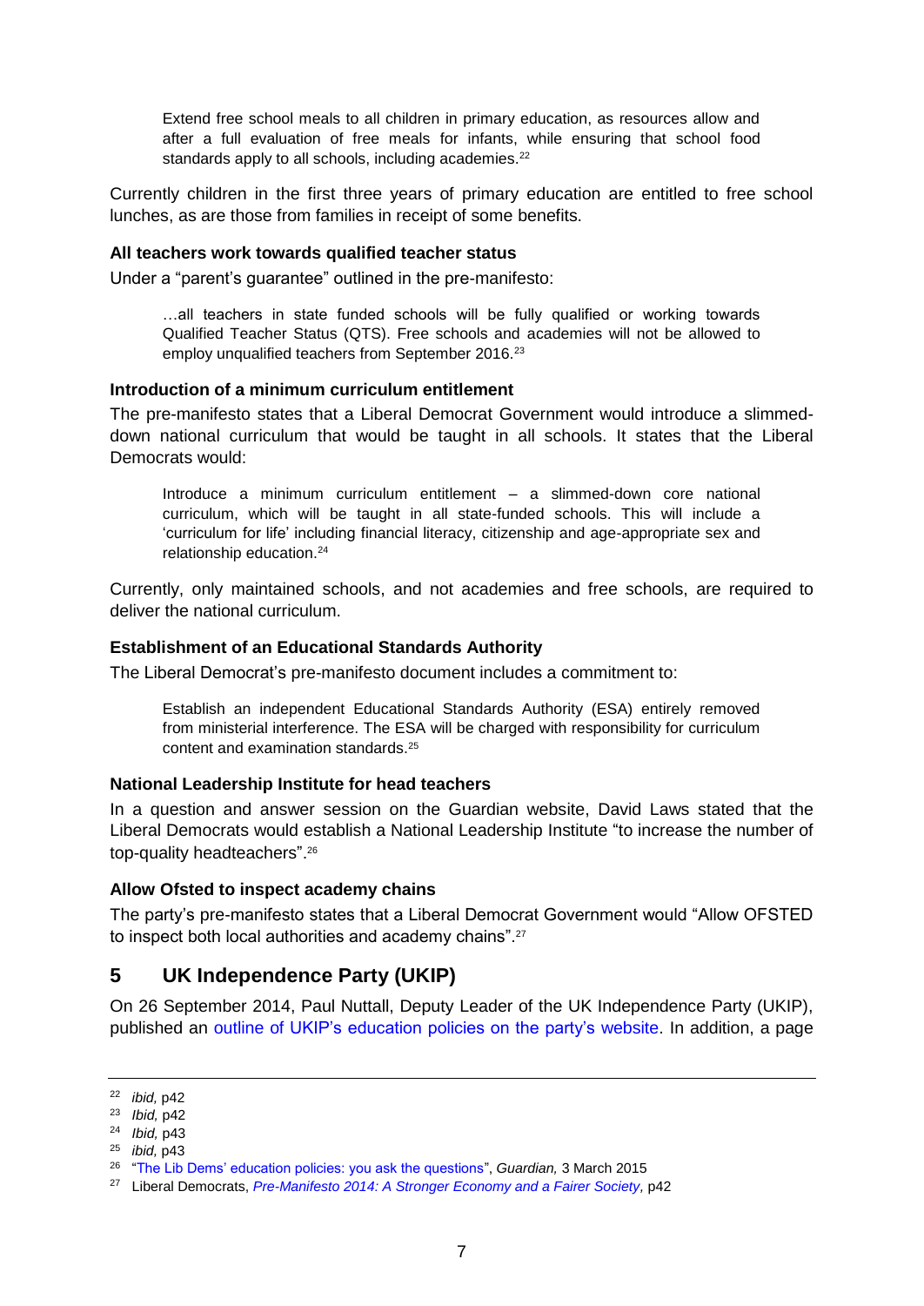> Extend free school meals to all children in primary education, as resources allow and after a full evaluation of free meals for infants, while ensuring that school food standards apply to all schools, including academies.[22]

Currently children in the first three years of primary education are entitled to free school lunches, as are those from families in receipt of some benefits.

### All teachers work towards qualified teacher status

Under a "parent's guarantee" outlined in the pre-manifesto:

> …all teachers in state funded schools will be fully qualified or working towards Qualified Teacher Status (QTS). Free schools and academies will not be allowed to employ unqualified teachers from September 2016.[23]

### Introduction of a minimum curriculum entitlement

The pre-manifesto states that a Liberal Democrat Government would introduce a slimmed-down national curriculum that would be taught in all schools. It states that the Liberal Democrats would:

> Introduce a minimum curriculum entitlement – a slimmed-down core national curriculum, which will be taught in all state-funded schools. This will include a 'curriculum for life' including financial literacy, citizenship and age-appropriate sex and relationship education.[24]

Currently, only maintained schools, and not academies and free schools, are required to deliver the national curriculum.

### Establishment of an Educational Standards Authority

The Liberal Democrat's pre-manifesto document includes a commitment to:

> Establish an independent Educational Standards Authority (ESA) entirely removed from ministerial interference. The ESA will be charged with responsibility for curriculum content and examination standards.[25]

### National Leadership Institute for head teachers

In a question and answer session on the Guardian website, David Laws stated that the Liberal Democrats would establish a National Leadership Institute "to increase the number of top-quality headteachers".[26]

### Allow Ofsted to inspect academy chains

The party's pre-manifesto states that a Liberal Democrat Government would "Allow OFSTED to inspect both local authorities and academy chains".[27]

## 5 UK Independence Party (UKIP)

On 26 September 2014, Paul Nuttall, Deputy Leader of the UK Independence Party (UKIP), published an outline of UKIP's education policies on the party's website. In addition, a page

---

[22] *ibid,* p42

[23] *Ibid,* p42

[24] *Ibid,* p43

[25] *ibid,* p43

[26] "The Lib Dems' education policies: you ask the questions", *Guardian,* 3 March 2015

[27] Liberal Democrats, *Pre-Manifesto 2014: A Stronger Economy and a Fairer Society,* p42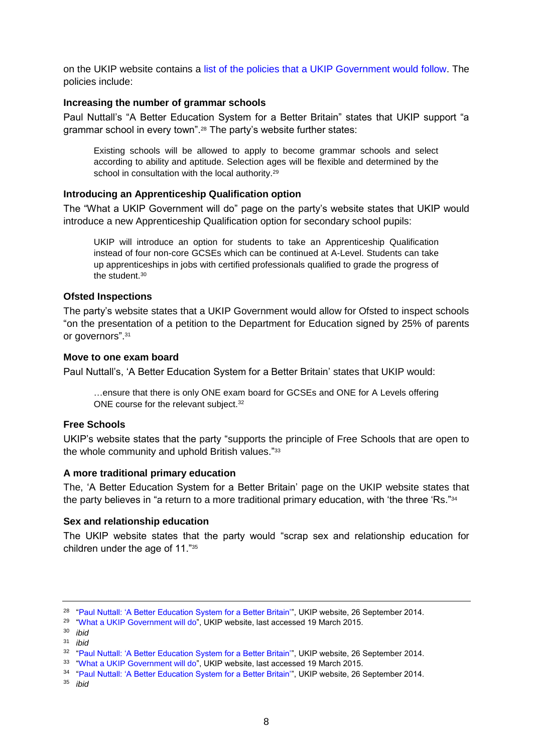on the UKIP website contains a list of the policies that a UKIP Government would follow. The policies include:

### Increasing the number of grammar schools

Paul Nuttall's "A Better Education System for a Better Britain" states that UKIP support "a grammar school in every town".[28] The party's website further states:

> Existing schools will be allowed to apply to become grammar schools and select according to ability and aptitude. Selection ages will be flexible and determined by the school in consultation with the local authority.[29]

### Introducing an Apprenticeship Qualification option

The "What a UKIP Government will do" page on the party's website states that UKIP would introduce a new Apprenticeship Qualification option for secondary school pupils:

> UKIP will introduce an option for students to take an Apprenticeship Qualification instead of four non-core GCSEs which can be continued at A-Level. Students can take up apprenticeships in jobs with certified professionals qualified to grade the progress of the student.[30]

### Ofsted Inspections

The party's website states that a UKIP Government would allow for Ofsted to inspect schools "on the presentation of a petition to the Department for Education signed by 25% of parents or governors".[31]

### Move to one exam board

Paul Nuttall's, 'A Better Education System for a Better Britain' states that UKIP would:

> …ensure that there is only ONE exam board for GCSEs and ONE for A Levels offering ONE course for the relevant subject.[32]

### Free Schools

UKIP's website states that the party "supports the principle of Free Schools that are open to the whole community and uphold British values."[33]

### A more traditional primary education

The, 'A Better Education System for a Better Britain' page on the UKIP website states that the party believes in "a return to a more traditional primary education, with 'the three 'Rs."[34]

### Sex and relationship education

The UKIP website states that the party would "scrap sex and relationship education for children under the age of 11."[35]

---

[28] "Paul Nuttall: 'A Better Education System for a Better Britain'", UKIP website, 26 September 2014.
[29] "What a UKIP Government will do", UKIP website, last accessed 19 March 2015.
[30] *ibid*
[31] *ibid*
[32] "Paul Nuttall: 'A Better Education System for a Better Britain'", UKIP website, 26 September 2014.
[33] "What a UKIP Government will do", UKIP website, last accessed 19 March 2015.
[34] "Paul Nuttall: 'A Better Education System for a Better Britain'", UKIP website, 26 September 2014.
[35] *ibid*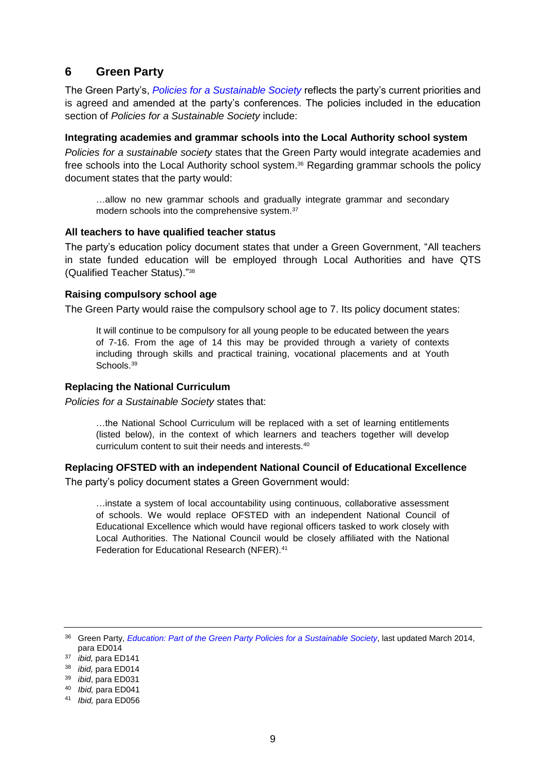## 6 Green Party

The Green Party's, *Policies for a Sustainable Society* reflects the party's current priorities and is agreed and amended at the party's conferences. The policies included in the education section of *Policies for a Sustainable Society* include:

#### Integrating academies and grammar schools into the Local Authority school system

*Policies for a sustainable society* states that the Green Party would integrate academies and free schools into the Local Authority school system.[36] Regarding grammar schools the policy document states that the party would:

> …allow no new grammar schools and gradually integrate grammar and secondary modern schools into the comprehensive system.[37]

#### All teachers to have qualified teacher status

The party's education policy document states that under a Green Government, "All teachers in state funded education will be employed through Local Authorities and have QTS (Qualified Teacher Status)."[38]

#### Raising compulsory school age

The Green Party would raise the compulsory school age to 7. Its policy document states:

> It will continue to be compulsory for all young people to be educated between the years of 7-16. From the age of 14 this may be provided through a variety of contexts including through skills and practical training, vocational placements and at Youth Schools.[39]

#### Replacing the National Curriculum

*Policies for a Sustainable Society* states that:

> …the National School Curriculum will be replaced with a set of learning entitlements (listed below), in the context of which learners and teachers together will develop curriculum content to suit their needs and interests.[40]

#### Replacing OFSTED with an independent National Council of Educational Excellence

The party's policy document states a Green Government would:

> …instate a system of local accountability using continuous, collaborative assessment of schools. We would replace OFSTED with an independent National Council of Educational Excellence which would have regional officers tasked to work closely with Local Authorities. The National Council would be closely affiliated with the National Federation for Educational Research (NFER).[41]

---

[36] Green Party, *Education: Part of the Green Party Policies for a Sustainable Society*, last updated March 2014, para ED014

[37] *ibid,* para ED141

[38] *ibid,* para ED014

[39] *ibid*, para ED031

[40] *Ibid,* para ED041

[41] *Ibid,* para ED056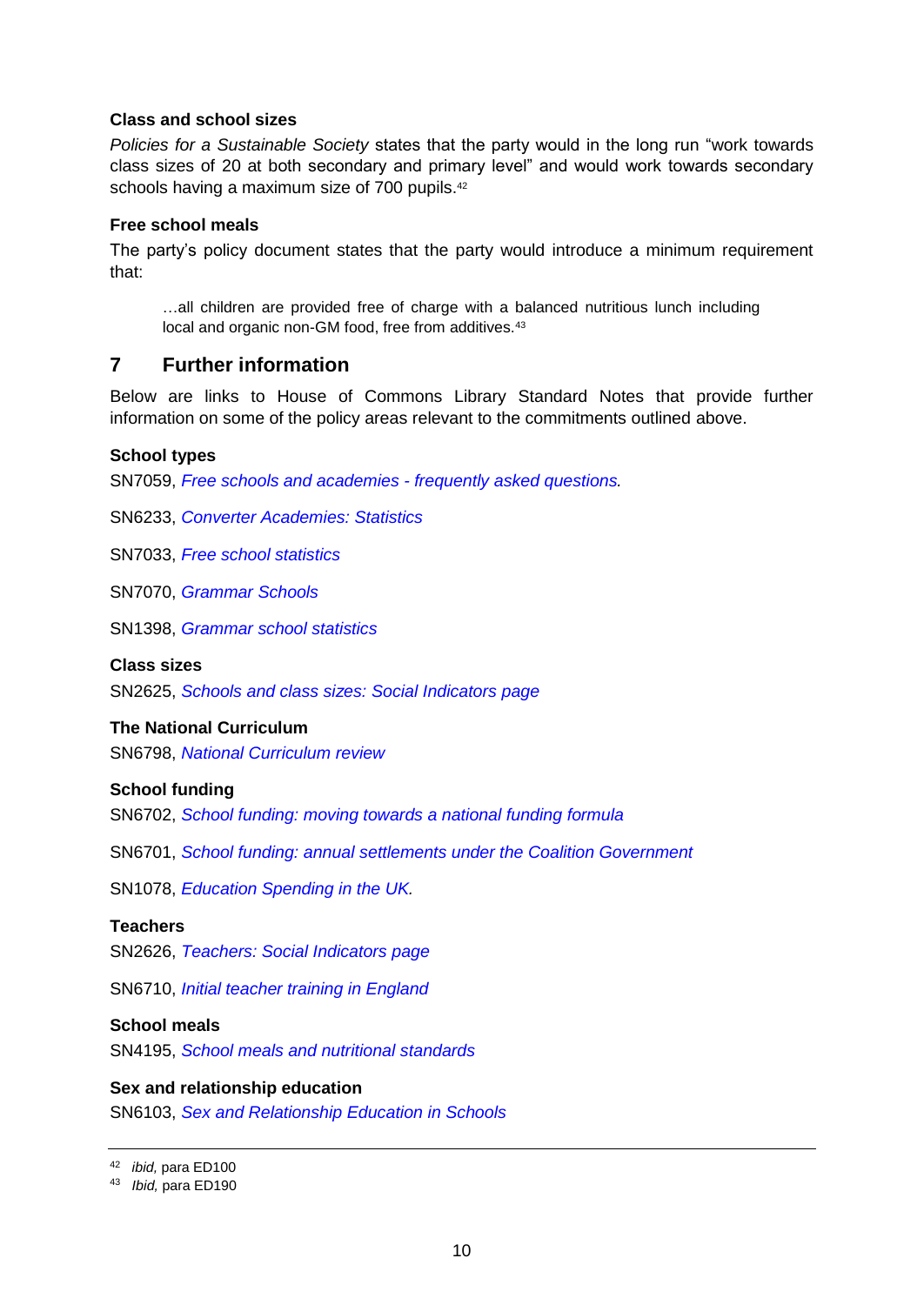### Class and school sizes

*Policies for a Sustainable Society* states that the party would in the long run "work towards class sizes of 20 at both secondary and primary level" and would work towards secondary schools having a maximum size of 700 pupils.[42]

### Free school meals

The party's policy document states that the party would introduce a minimum requirement that:

> …all children are provided free of charge with a balanced nutritious lunch including local and organic non-GM food, free from additives.[43]

## 7 Further information

Below are links to House of Commons Library Standard Notes that provide further information on some of the policy areas relevant to the commitments outlined above.

### School types

SN7059, *Free schools and academies - frequently asked questions.*

SN6233, *Converter Academies: Statistics*

SN7033, *Free school statistics*

SN7070, *Grammar Schools*

SN1398, *Grammar school statistics*

### Class sizes

SN2625, *Schools and class sizes: Social Indicators page*

### The National Curriculum

SN6798, *National Curriculum review*

### School funding

SN6702, *School funding: moving towards a national funding formula*

SN6701, *School funding: annual settlements under the Coalition Government*

SN1078, *Education Spending in the UK.*

### Teachers

SN2626, *Teachers: Social Indicators page*

SN6710, *Initial teacher training in England*

### School meals

SN4195, *School meals and nutritional standards*

### Sex and relationship education

SN6103, *Sex and Relationship Education in Schools*

---

[42] *ibid,* para ED100

[43] *Ibid,* para ED190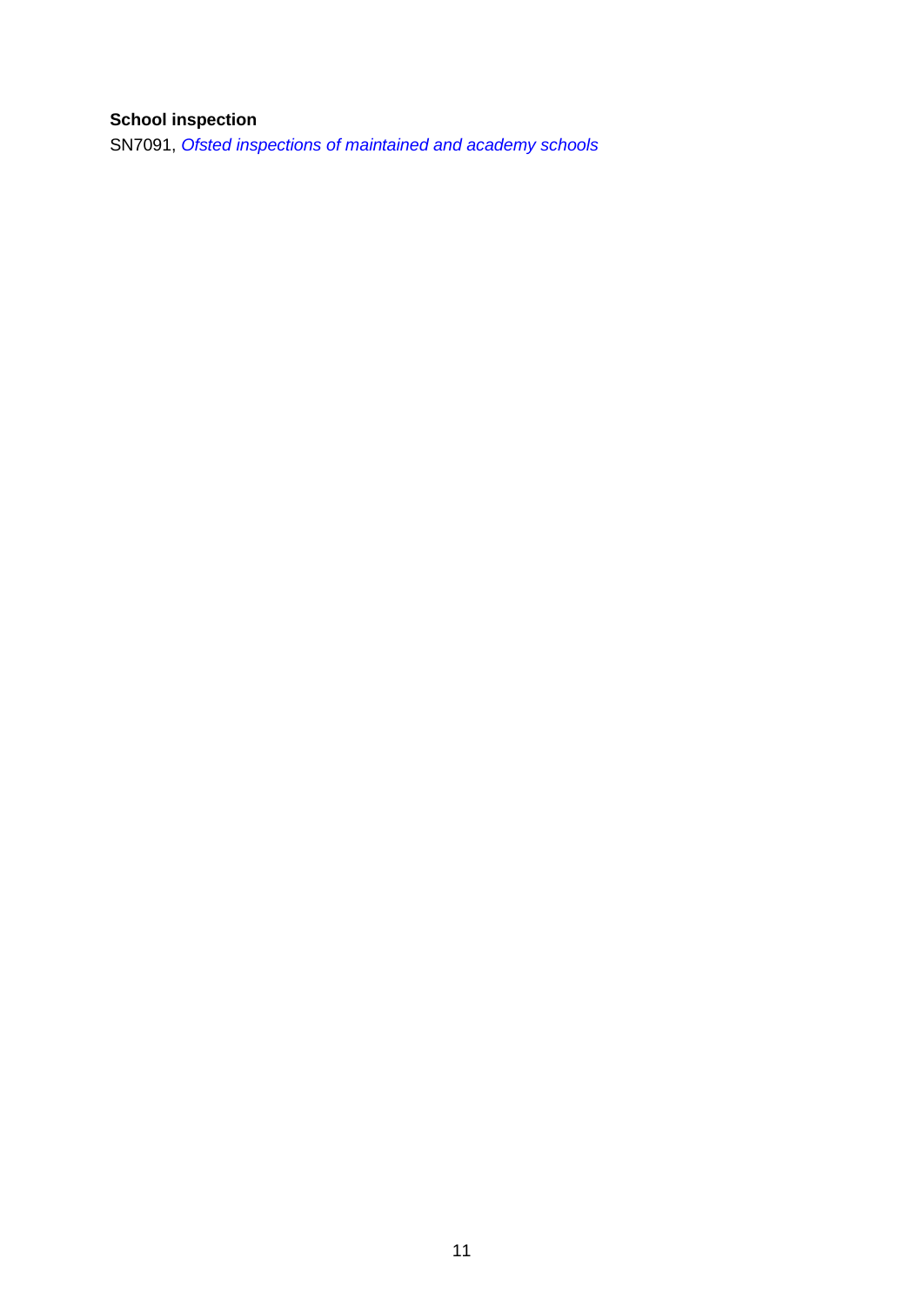**School inspection**

SN7091, *Ofsted inspections of maintained and academy schools*